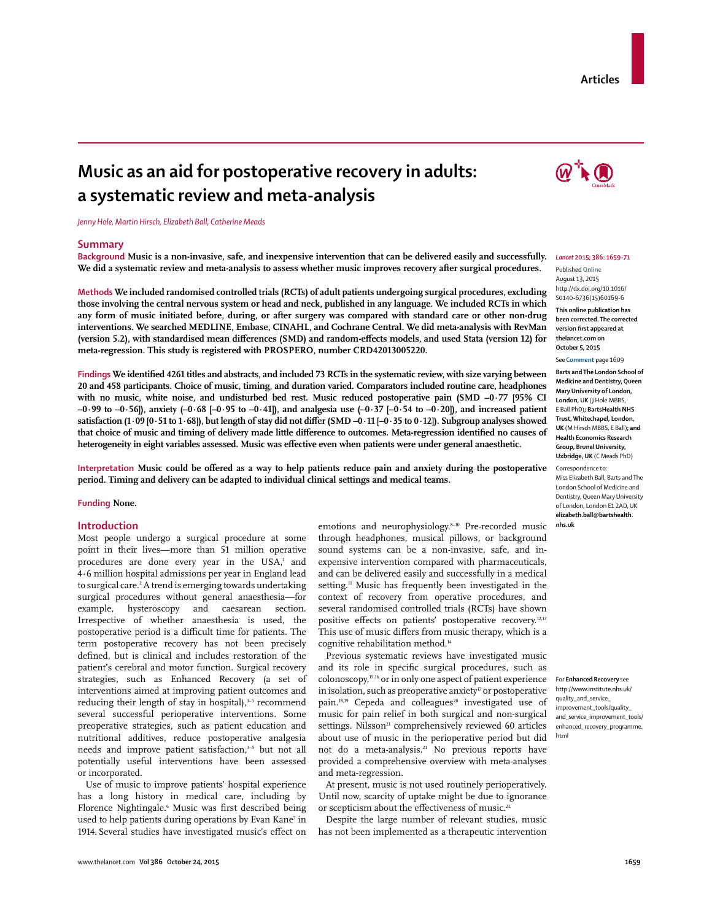# Music as an aid for postoperative recovery in adults: a systematic review and meta-analysis

*Jenny Hole, Martin Hirsch, Elizabeth Ball, Catherine Meads*

## Summary

**Background** Music is a non-invasive, safe, and inexpensive intervention that can be delivered easily and successfully. We did a systematic review and meta-analysis to assess whether music improves recovery after surgical procedures.

**Methods** We included randomised controlled trials (RCTs) of adult patients undergoing surgical procedures, excluding those involving the central nervous system or head and neck, published in any language. We included RCTs in which any form of music initiated before, during, or after surgery was compared with standard care or other non-drug interventions. We searched MEDLINE, Embase, CINAHL, and Cochrane Central. We did meta-analysis with RevMan (version 5.2), with standardised mean differences (SMD) and random-effects models, and used Stata (version 12) for meta-regression. This study is registered with PROSPERO, number CRD42013005220.

**Findings** We identified 4261 titles and abstracts, and included 73 RCTs in the systematic review, with size varying between 20 and 458 participants. Choice of music, timing, and duration varied. Comparators included routine care, headphones with no music, white noise, and undisturbed bed rest. Music reduced postoperative pain (SMD –0·77 [95% CI –0·99 to –0·56]), anxiety (–0·68 [–0·95 to –0·41]), and analgesia use (–0·37 [–0·54 to –0·20]), and increased patient satisfaction (1·09 [0·51 to 1·68]), but length of stay did not differ (SMD –0·11 [–0·35 to 0·12]). Subgroup analyses showed that choice of music and timing of delivery made little difference to outcomes. Meta-regression identified no causes of heterogeneity in eight variables assessed. Music was effective even when patients were under general anaesthetic.

**Interpretation** Music could be offered as a way to help patients reduce pain and anxiety during the postoperative period. Timing and delivery can be adapted to individual clinical settings and medical teams.

**Funding** None.

*Lancet* 2015; 386: 1659–71

Published **Online** August 13, 2015 http://dx.doi.org/10.1016/S0140-6736(15)60169-6

**This online publication has been corrected. The corrected version first appeared at thelancet.com on October 5, 2015**

See **Comment** page 1609

**Barts and The London School of Medicine and Dentistry, Queen Mary University of London, London, UK** (J Hole MBBS, E Ball PhD); **BartsHealth NHS Trust, Whitechapel, London, UK** (M Hirsch MBBS, E Ball); **and Health Economics Research Group, Brunel University, Uxbridge, UK** (C Meads PhD)

Correspondence to: Miss Elizabeth Ball, Barts and The London School of Medicine and Dentistry, Queen Mary University of London, London E1 2AD, UK **elizabeth.ball@bartshealth.nhs.uk**

## Introduction

Most people undergo a surgical procedure at some point in their lives—more than 51 million operative procedures are done every year in the USA,[1] and 4·6 million hospital admissions per year in England lead to surgical care.[2] A trend is emerging towards undertaking surgical procedures without general anaesthesia—for example, hysteroscopy and caesarean section. Irrespective of whether anaesthesia is used, the postoperative period is a difficult time for patients. The term postoperative recovery has not been precisely defined, but is clinical and includes restoration of the patient's cerebral and motor function. Surgical recovery strategies, such as Enhanced Recovery (a set of interventions aimed at improving patient outcomes and reducing their length of stay in hospital),[3–5] recommend several successful perioperative interventions. Some preoperative strategies, such as patient education and nutritional additives, reduce postoperative analgesia needs and improve patient satisfaction,[3–5] but not all potentially useful interventions have been assessed or incorporated.

Use of music to improve patients' hospital experience has a long history in medical care, including by Florence Nightingale.[6] Music was first described being used to help patients during operations by Evan Kane[7] in 1914. Several studies have investigated music's effect on emotions and neurophysiology.[8–10] Pre-recorded music through headphones, musical pillows, or background sound systems can be a non-invasive, safe, and inexpensive intervention compared with pharmaceuticals, and can be delivered easily and successfully in a medical setting.[11] Music has frequently been investigated in the context of recovery from operative procedures, and several randomised controlled trials (RCTs) have shown positive effects on patients' postoperative recovery.[12,13] This use of music differs from music therapy, which is a cognitive rehabilitation method.[14]

Previous systematic reviews have investigated music and its role in specific surgical procedures, such as colonoscopy,[15,16] or in only one aspect of patient experience in isolation, such as preoperative anxiety[17] or postoperative pain.[18,19] Cepeda and colleagues[20] investigated use of music for pain relief in both surgical and non-surgical settings. Nilsson[21] comprehensively reviewed 60 articles about use of music in the perioperative period but did not do a meta-analysis.[21] No previous reports have provided a comprehensive overview with meta-analyses and meta-regression.

For **Enhanced Recovery** see http://www.institute.nhs.uk/quality_and_service_improvement_tools/quality_and_service_improvement_tools/enhanced_recovery_programme.html

At present, music is not used routinely perioperatively. Until now, scarcity of uptake might be due to ignorance or scepticism about the effectiveness of music.[22]

Despite the large number of relevant studies, music has not been implemented as a therapeutic intervention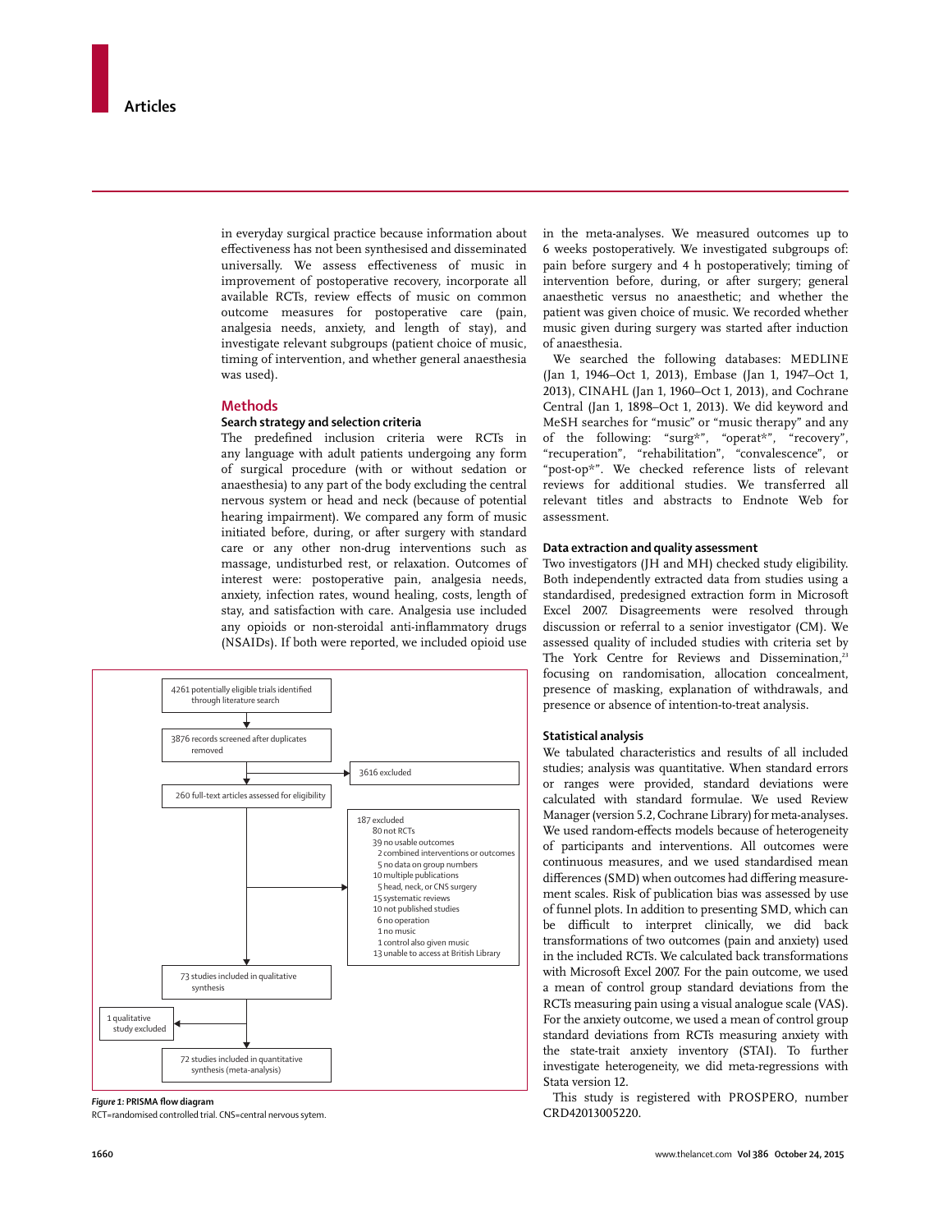in everyday surgical practice because information about effectiveness has not been synthesised and disseminated universally. We assess effectiveness of music in improvement of postoperative recovery, incorporate all available RCTs, review effects of music on common outcome measures for postoperative care (pain, analgesia needs, anxiety, and length of stay), and investigate relevant subgroups (patient choice of music, timing of intervention, and whether general anaesthesia was used).

## Methods

### Search strategy and selection criteria

The predefined inclusion criteria were RCTs in any language with adult patients undergoing any form of surgical procedure (with or without sedation or anaesthesia) to any part of the body excluding the central nervous system or head and neck (because of potential hearing impairment). We compared any form of music initiated before, during, or after surgery with standard care or any other non-drug interventions such as massage, undisturbed rest, or relaxation. Outcomes of interest were: postoperative pain, analgesia needs, anxiety, infection rates, wound healing, costs, length of stay, and satisfaction with care. Analgesia use included any opioids or non-steroidal anti-inflammatory drugs (NSAIDs). If both were reported, we included opioid use in the meta-analyses. We measured outcomes up to 6 weeks postoperatively. We investigated subgroups of: pain before surgery and 4 h postoperatively; timing of intervention before, during, or after surgery; general anaesthetic versus no anaesthetic; and whether the patient was given choice of music. We recorded whether music given during surgery was started after induction of anaesthesia.

We searched the following databases: MEDLINE (Jan 1, 1946–Oct 1, 2013), Embase (Jan 1, 1947–Oct 1, 2013), CINAHL (Jan 1, 1960–Oct 1, 2013), and Cochrane Central (Jan 1, 1898–Oct 1, 2013). We did keyword and MeSH searches for "music" or "music therapy" and any of the following: "surg*", "operat*", "recovery", "recuperation", "rehabilitation", "convalescence", or "post-op*". We checked reference lists of relevant reviews for additional studies. We transferred all relevant titles and abstracts to Endnote Web for assessment.

4261 potentially eligible trials identified through literature search
↓
3876 records screened after duplicates removed → 3616 excluded
↓
260 full-text articles assessed for eligibility → 187 excluded
- 80 not RCTs
- 39 no usable outcomes
  - 2 combined interventions or outcomes
  - 5 no data on group numbers
- 10 multiple publications
  - 5 head, neck, or CNS surgery
- 15 systematic reviews
- 10 not published studies
  - 6 no operation
  - 1 no music
  - 1 control also given music
- 13 unable to access at British Library

↓
73 studies included in qualitative synthesis → 1 qualitative study excluded
↓
72 studies included in quantitative synthesis (meta-analysis)

*Figure 1:* **PRISMA flow diagram**
RCT=randomised controlled trial. CNS=central nervous sytem.

### Data extraction and quality assessment

Two investigators (JH and MH) checked study eligibility. Both independently extracted data from studies using a standardised, predesigned extraction form in Microsoft Excel 2007. Disagreements were resolved through discussion or referral to a senior investigator (CM). We assessed quality of included studies with criteria set by The York Centre for Reviews and Dissemination,[23] focusing on randomisation, allocation concealment, presence of masking, explanation of withdrawals, and presence or absence of intention-to-treat analysis.

### Statistical analysis

We tabulated characteristics and results of all included studies; analysis was quantitative. When standard errors or ranges were provided, standard deviations were calculated with standard formulae. We used Review Manager (version 5.2, Cochrane Library) for meta-analyses. We used random-effects models because of heterogeneity of participants and interventions. All outcomes were continuous measures, and we used standardised mean differences (SMD) when outcomes had differing measurement scales. Risk of publication bias was assessed by use of funnel plots. In addition to presenting SMD, which can be difficult to interpret clinically, we did back transformations of two outcomes (pain and anxiety) used in the included RCTs. We calculated back transformations with Microsoft Excel 2007. For the pain outcome, we used a mean of control group standard deviations from the RCTs measuring pain using a visual analogue scale (VAS). For the anxiety outcome, we used a mean of control group standard deviations from RCTs measuring anxiety with the state-trait anxiety inventory (STAI). To further investigate heterogeneity, we did meta-regressions with Stata version 12.

This study is registered with PROSPERO, number CRD42013005220.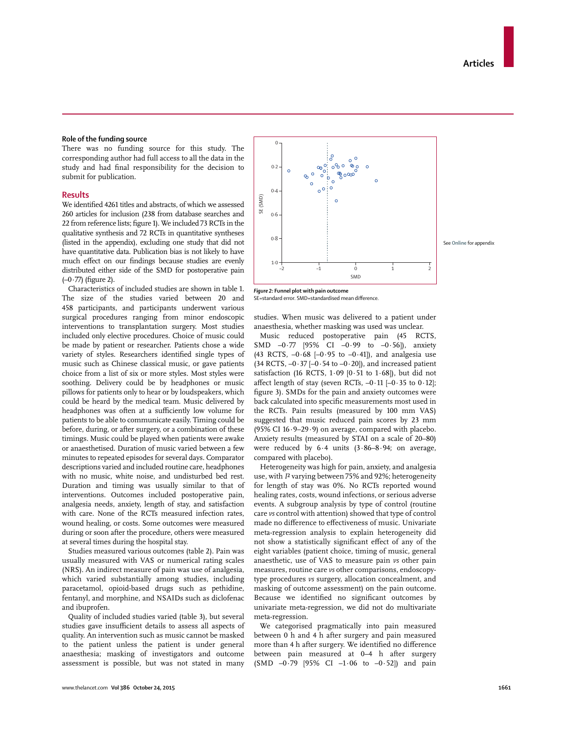## Role of the funding source

There was no funding source for this study. The corresponding author had full access to all the data in the study and had final responsibility for the decision to submit for publication.

## Results

We identified 4261 titles and abstracts, of which we assessed 260 articles for inclusion (238 from database searches and 22 from reference lists; figure 1). We included 73 RCTs in the qualitative synthesis and 72 RCTs in quantitative syntheses (listed in the appendix), excluding one study that did not have quantitative data. Publication bias is not likely to have much effect on our findings because studies are evenly distributed either side of the SMD for postoperative pain (–0·77) (figure 2).

Characteristics of included studies are shown in table 1. The size of the studies varied between 20 and 458 participants, and participants underwent various surgical procedures ranging from minor endoscopic interventions to transplantation surgery. Most studies included only elective procedures. Choice of music could be made by patient or researcher. Patients chose a wide variety of styles. Researchers identified single types of music such as Chinese classical music, or gave patients choice from a list of six or more styles. Most styles were soothing. Delivery could be by headphones or music pillows for patients only to hear or by loudspeakers, which could be heard by the medical team. Music delivered by headphones was often at a sufficiently low volume for patients to be able to communicate easily. Timing could be before, during, or after surgery, or a combination of these timings. Music could be played when patients were awake or anaesthetised. Duration of music varied between a few minutes to repeated episodes for several days. Comparator descriptions varied and included routine care, headphones with no music, white noise, and undisturbed bed rest. Duration and timing was usually similar to that of interventions. Outcomes included postoperative pain, analgesia needs, anxiety, length of stay, and satisfaction with care. None of the RCTs measured infection rates, wound healing, or costs. Some outcomes were measured during or soon after the procedure, others were measured at several times during the hospital stay.

Studies measured various outcomes (table 2). Pain was usually measured with VAS or numerical rating scales (NRS). An indirect measure of pain was use of analgesia, which varied substantially among studies, including paracetamol, opioid-based drugs such as pethidine, fentanyl, and morphine, and NSAIDs such as diclofenac and ibuprofen.

Quality of included studies varied (table 3), but several studies gave insufficient details to assess all aspects of quality. An intervention such as music cannot be masked to the patient unless the patient is under general anaesthesia; masking of investigators and outcome assessment is possible, but was not stated in many studies. When music was delivered to a patient under anaesthesia, whether masking was used was unclear.

0
0·2
0·4
0·6
0·8
1·0
SE (SMD)
–2
–1
0
1
2
SMD

*Figure 2:* **Funnel plot with pain outcome**
SE=standard error. SMD=standardised mean difference.

See Online for appendix

Music reduced postoperative pain (45 RCTS, SMD –0·77 [95% CI –0·99 to –0·56]), anxiety (43 RCTS, –0·68 [–0·95 to –0·41]), and analgesia use (34 RCTS, –0·37 [–0·54 to –0·20]), and increased patient satisfaction (16 RCTS, 1·09 [0·51 to 1·68]), but did not affect length of stay (seven RCTs, –0·11 [–0·35 to 0·12]; figure 3). SMDs for the pain and anxiety outcomes were back calculated into specific measurements most used in the RCTs. Pain results (measured by 100 mm VAS) suggested that music reduced pain scores by 23 mm (95% CI 16·9–29·9) on average, compared with placebo. Anxiety results (measured by STAI on a scale of 20–80) were reduced by 6·4 units (3·86–8·94; on average, compared with placebo).

Heterogeneity was high for pain, anxiety, and analgesia use, with $I^2$ varying between 75% and 92%; heterogeneity for length of stay was 0%. No RCTs reported wound healing rates, costs, wound infections, or serious adverse events. A subgroup analysis by type of control (routine care *vs* control with attention) showed that type of control made no difference to effectiveness of music. Univariate meta-regression analysis to explain heterogeneity did not show a statistically significant effect of any of the eight variables (patient choice, timing of music, general anaesthetic, use of VAS to measure pain *vs* other pain measures, routine care *vs* other comparisons, endoscopy-type procedures *vs* surgery, allocation concealment, and masking of outcome assessment) on the pain outcome. Because we identified no significant outcomes by univariate meta-regression, we did not do multivariate meta-regression.

We categorised pragmatically into pain measured between 0 h and 4 h after surgery and pain measured more than 4 h after surgery. We identified no difference between pain measured at 0–4 h after surgery (SMD –0·79 [95% CI –1·06 to –0·52]) and pain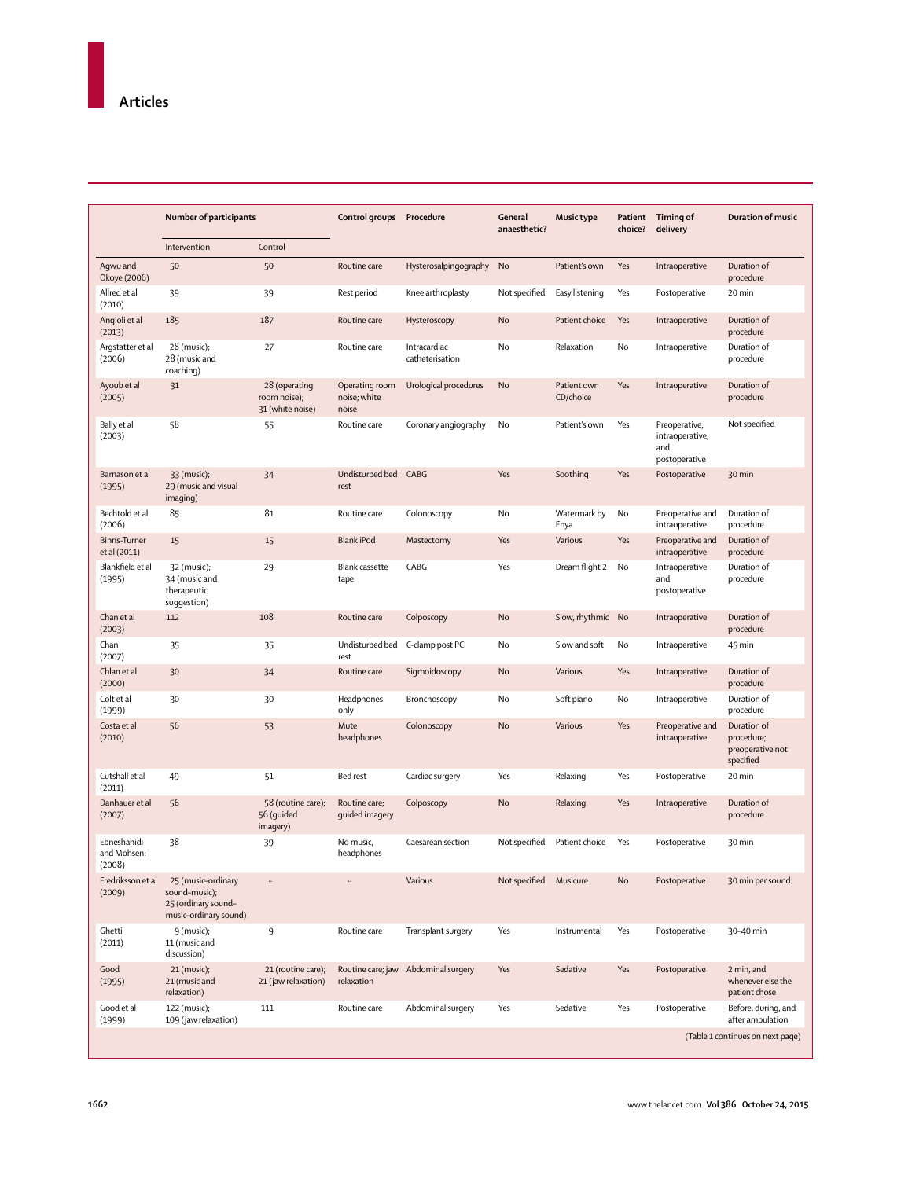| | Number of participants | | Control groups | Procedure | General anaesthetic? | Music type | Patient choice? | Timing of delivery | Duration of music |
|---|---|---|---|---|---|---|---|---|---|
| | Intervention | Control | | | | | | | |
| Agwu and Okoye (2006) | 50 | 50 | Routine care | Hysterosalpingography | No | Patient's own | Yes | Intraoperative | Duration of procedure |
| Allred et al (2010) | 39 | 39 | Rest period | Knee arthroplasty | Not specified | Easy listening | Yes | Postoperative | 20 min |
| Angioli et al (2013) | 185 | 187 | Routine care | Hysteroscopy | No | Patient choice | Yes | Intraoperative | Duration of procedure |
| Argstatter et al (2006) | 28 (music); 28 (music and coaching) | 27 | Routine care | Intracardiac catheterisation | No | Relaxation | No | Intraoperative | Duration of procedure |
| Ayoub et al (2005) | 31 | 28 (operating room noise); 31 (white noise) | Operating room noise; white noise | Urological procedures | No | Patient own CD/choice | Yes | Intraoperative | Duration of procedure |
| Bally et al (2003) | 58 | 55 | Routine care | Coronary angiography | No | Patient's own | Yes | Preoperative, intraoperative, and postoperative | Not specified |
| Barnason et al (1995) | 33 (music); 29 (music and visual imaging) | 34 | Undisturbed bed rest | CABG | Yes | Soothing | Yes | Postoperative | 30 min |
| Bechtold et al (2006) | 85 | 81 | Routine care | Colonoscopy | No | Watermark by Enya | No | Preoperative and intraoperative | Duration of procedure |
| Binns-Turner et al (2011) | 15 | 15 | Blank iPod | Mastectomy | Yes | Various | Yes | Preoperative and intraoperative | Duration of procedure |
| Blankfield et al (1995) | 32 (music); 34 (music and therapeutic suggestion) | 29 | Blank cassette tape | CABG | Yes | Dream flight 2 | No | Intraoperative and postoperative | Duration of procedure |
| Chan et al (2003) | 112 | 108 | Routine care | Colposcopy | No | Slow, rhythmic | No | Intraoperative | Duration of procedure |
| Chan (2007) | 35 | 35 | Undisturbed bed rest | C-clamp post PCI | No | Slow and soft | No | Intraoperative | 45 min |
| Chlan et al (2000) | 30 | 34 | Routine care | Sigmoidoscopy | No | Various | Yes | Intraoperative | Duration of procedure |
| Colt et al (1999) | 30 | 30 | Headphones only | Bronchoscopy | No | Soft piano | No | Intraoperative | Duration of procedure |
| Costa et al (2010) | 56 | 53 | Mute headphones | Colonoscopy | No | Various | Yes | Preoperative and intraoperative | Duration of procedure; preoperative not specified |
| Cutshall et al (2011) | 49 | 51 | Bed rest | Cardiac surgery | Yes | Relaxing | Yes | Postoperative | 20 min |
| Danhauer et al (2007) | 56 | 58 (routine care); 56 (guided imagery) | Routine care; guided imagery | Colposcopy | No | Relaxing | Yes | Intraoperative | Duration of procedure |
| Ebneshahidi and Mohseni (2008) | 38 | 39 | No music, headphones | Caesarean section | Not specified | Patient choice | Yes | Postoperative | 30 min |
| Fredriksson et al (2009) | 25 (music–ordinary sound–music); 25 (ordinary sound–music–ordinary sound) | .. | .. | Various | Not specified | Musicure | No | Postoperative | 30 min per sound |
| Ghetti (2011) | 9 (music); 11 (music and discussion) | 9 | Routine care | Transplant surgery | Yes | Instrumental | Yes | Postoperative | 30–40 min |
| Good (1995) | 21 (music); 21 (music and relaxation) | 21 (routine care); 21 (jaw relaxation) | Routine care; jaw relaxation | Abdominal surgery | Yes | Sedative | Yes | Postoperative | 2 min, and whenever else the patient chose |
| Good et al (1999) | 122 (music); 109 (jaw relaxation) | 111 | Routine care | Abdominal surgery | Yes | Sedative | Yes | Postoperative | Before, during, and after ambulation |

(Table 1 continues on next page)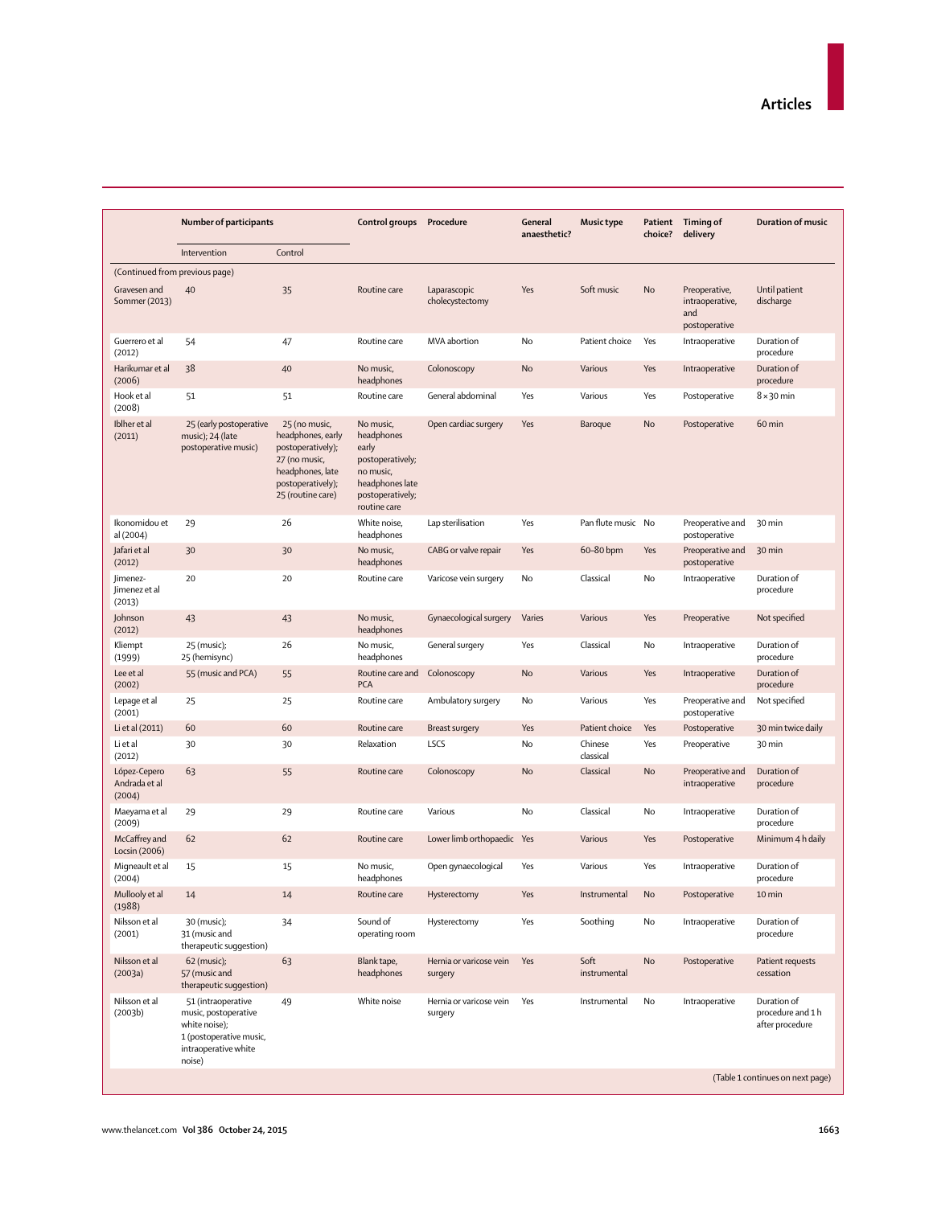| | Number of participants | | Control groups | Procedure | General anaesthetic? | Music type | Patient choice? | Timing of delivery | Duration of music |
|---|---|---|---|---|---|---|---|---|---|
| | Intervention | Control | | | | | | | |
| (Continued from previous page) | | | | | | | | | |
| Gravesen and Sommer (2013) | 40 | 35 | Routine care | Laparascopic cholecystectomy | Yes | Soft music | No | Preoperative, intraoperative, and postoperative | Until patient discharge |
| Guerrero et al (2012) | 54 | 47 | Routine care | MVA abortion | No | Patient choice | Yes | Intraoperative | Duration of procedure |
| Harikumar et al (2006) | 38 | 40 | No music, headphones | Colonoscopy | No | Various | Yes | Intraoperative | Duration of procedure |
| Hook et al (2008) | 51 | 51 | Routine care | General abdominal | Yes | Various | Yes | Postoperative | 8 × 30 min |
| Iblher et al (2011) | 25 (early postoperative music); 24 (late postoperative music) | 25 (no music, headphones, early postoperatively); 27 (no music, headphones, late postoperatively); 25 (routine care) | No music, headphones early postoperatively; no music, headphones late postoperatively; routine care | Open cardiac surgery | Yes | Baroque | No | Postoperative | 60 min |
| Ikonomidou et al (2004) | 29 | 26 | White noise, headphones | Lap sterilisation | Yes | Pan flute music | No | Preoperative and postoperative | 30 min |
| Jafari et al (2012) | 30 | 30 | No music, headphones | CABG or valve repair | Yes | 60–80 bpm | Yes | Preoperative and postoperative | 30 min |
| Jimenez-Jimenez et al (2013) | 20 | 20 | Routine care | Varicose vein surgery | No | Classical | No | Intraoperative | Duration of procedure |
| Johnson (2012) | 43 | 43 | No music, headphones | Gynaecological surgery | Varies | Various | Yes | Preoperative | Not specified |
| Kliempt (1999) | 25 (music); 25 (hemisync) | 26 | No music, headphones | General surgery | Yes | Classical | No | Intraoperative | Duration of procedure |
| Lee et al (2002) | 55 (music and PCA) | 55 | Routine care and PCA | Colonoscopy | No | Various | Yes | Intraoperative | Duration of procedure |
| Lepage et al (2001) | 25 | 25 | Routine care | Ambulatory surgery | No | Various | Yes | Preoperative and postoperative | Not specified |
| Li et al (2011) | 60 | 60 | Routine care | Breast surgery | Yes | Patient choice | Yes | Postoperative | 30 min twice daily |
| Li et al (2012) | 30 | 30 | Relaxation | LSCS | No | Chinese classical | Yes | Preoperative | 30 min |
| López-Cepero Andrada et al (2004) | 63 | 55 | Routine care | Colonoscopy | No | Classical | No | Preoperative and intraoperative | Duration of procedure |
| Maeyama et al (2009) | 29 | 29 | Routine care | Various | No | Classical | No | Intraoperative | Duration of procedure |
| McCaffrey and Locsin (2006) | 62 | 62 | Routine care | Lower limb orthopaedic | Yes | Various | Yes | Postoperative | Minimum 4 h daily |
| Migneault et al (2004) | 15 | 15 | No music, headphones | Open gynaecological | Yes | Various | Yes | Intraoperative | Duration of procedure |
| Mullooly et al (1988) | 14 | 14 | Routine care | Hysterectomy | Yes | Instrumental | No | Postoperative | 10 min |
| Nilsson et al (2001) | 30 (music); 31 (music and therapeutic suggestion) | 34 | Sound of operating room | Hysterectomy | Yes | Soothing | No | Intraoperative | Duration of procedure |
| Nilsson et al (2003a) | 62 (music); 57 (music and therapeutic suggestion) | 63 | Blank tape, headphones | Hernia or varicose vein surgery | Yes | Soft instrumental | No | Postoperative | Patient requests cessation |
| Nilsson et al (2003b) | 51 (intraoperative music, postoperative white noise); 1 (postoperative music, intraoperative white noise) | 49 | White noise | Hernia or varicose vein surgery | Yes | Instrumental | No | Intraoperative | Duration of procedure and 1 h after procedure |

(Table 1 continues on next page)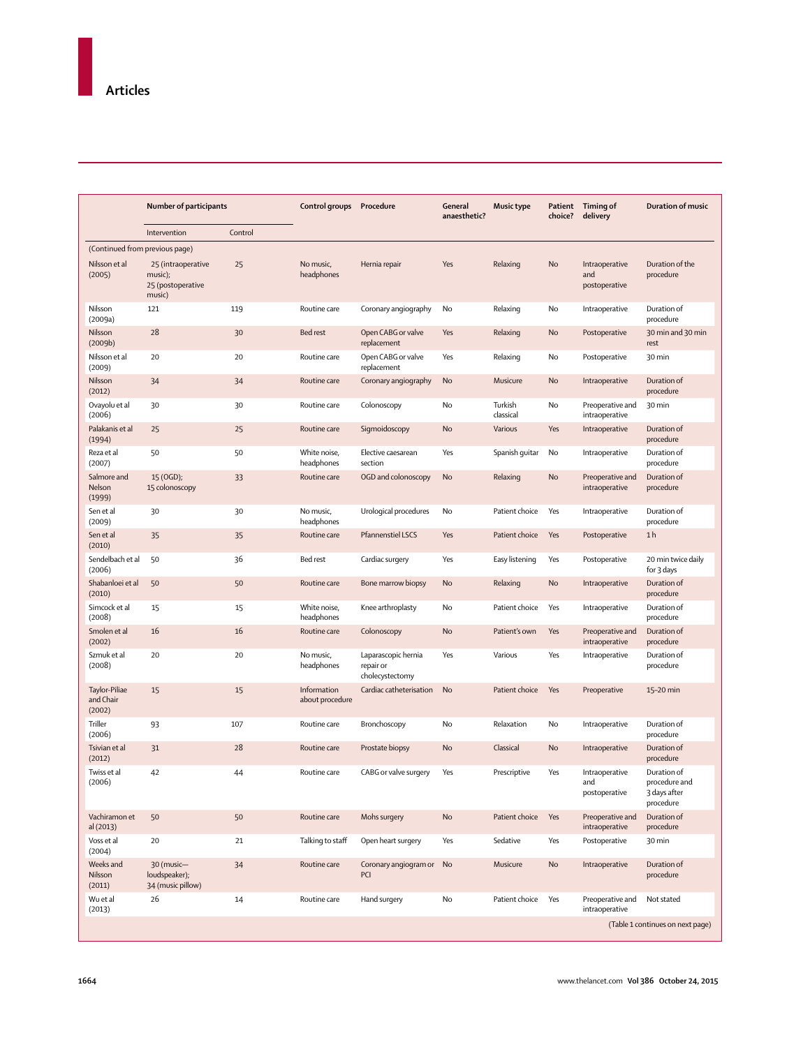| | Number of participants | | Control groups | Procedure | General anaesthetic? | Music type | Patient choice? | Timing of delivery | Duration of music |
|---|---|---|---|---|---|---|---|---|---|
| | Intervention | Control | | | | | | | |
| (Continued from previous page) | | | | | | | | | |
| Nilsson et al (2005) | 25 (intraoperative music); 25 (postoperative music) | 25 | No music, headphones | Hernia repair | Yes | Relaxing | No | Intraoperative and postoperative | Duration of the procedure |
| Nilsson (2009a) | 121 | 119 | Routine care | Coronary angiography | No | Relaxing | No | Intraoperative | Duration of procedure |
| Nilsson (2009b) | 28 | 30 | Bed rest | Open CABG or valve replacement | Yes | Relaxing | No | Postoperative | 30 min and 30 min rest |
| Nilsson et al (2009) | 20 | 20 | Routine care | Open CABG or valve replacement | Yes | Relaxing | No | Postoperative | 30 min |
| Nilsson (2012) | 34 | 34 | Routine care | Coronary angiography | No | Musicure | No | Intraoperative | Duration of procedure |
| Ovayolu et al (2006) | 30 | 30 | Routine care | Colonoscopy | No | Turkish classical | No | Preoperative and intraoperative | 30 min |
| Palakanis et al (1994) | 25 | 25 | Routine care | Sigmoidoscopy | No | Various | Yes | Intraoperative | Duration of procedure |
| Reza et al (2007) | 50 | 50 | White noise, headphones | Elective caesarean section | Yes | Spanish guitar | No | Intraoperative | Duration of procedure |
| Salmore and Nelson (1999) | 15 (OGD); 15 colonoscopy | 33 | Routine care | OGD and colonoscopy | No | Relaxing | No | Preoperative and intraoperative | Duration of procedure |
| Sen et al (2009) | 30 | 30 | No music, headphones | Urological procedures | No | Patient choice | Yes | Intraoperative | Duration of procedure |
| Sen et al (2010) | 35 | 35 | Routine care | Pfannenstiel LSCS | Yes | Patient choice | Yes | Postoperative | 1 h |
| Sendelbach et al (2006) | 50 | 36 | Bed rest | Cardiac surgery | Yes | Easy listening | Yes | Postoperative | 20 min twice daily for 3 days |
| Shabanloei et al (2010) | 50 | 50 | Routine care | Bone marrow biopsy | No | Relaxing | No | Intraoperative | Duration of procedure |
| Simcock et al (2008) | 15 | 15 | White noise, headphones | Knee arthroplasty | No | Patient choice | Yes | Intraoperative | Duration of procedure |
| Smolen et al (2002) | 16 | 16 | Routine care | Colonoscopy | No | Patient's own | Yes | Preoperative and intraoperative | Duration of procedure |
| Szmuk et al (2008) | 20 | 20 | No music, headphones | Laparascopic hernia repair or cholecystectomy | Yes | Various | Yes | Intraoperative | Duration of procedure |
| Taylor-Piliae and Chair (2002) | 15 | 15 | Information about procedure | Cardiac catheterisation | No | Patient choice | Yes | Preoperative | 15–20 min |
| Triller (2006) | 93 | 107 | Routine care | Bronchoscopy | No | Relaxation | No | Intraoperative | Duration of procedure |
| Tsivian et al (2012) | 31 | 28 | Routine care | Prostate biopsy | No | Classical | No | Intraoperative | Duration of procedure |
| Twiss et al (2006) | 42 | 44 | Routine care | CABG or valve surgery | Yes | Prescriptive | Yes | Intraoperative and postoperative | Duration of procedure and 3 days after procedure |
| Vachiramon et al (2013) | 50 | 50 | Routine care | Mohs surgery | No | Patient choice | Yes | Preoperative and intraoperative | Duration of procedure |
| Voss et al (2004) | 20 | 21 | Talking to staff | Open heart surgery | Yes | Sedative | Yes | Postoperative | 30 min |
| Weeks and Nilsson (2011) | 30 (music—loudspeaker); 34 (music pillow) | 34 | Routine care | Coronary angiogram or PCI | No | Musicure | No | Intraoperative | Duration of procedure |
| Wu et al (2013) | 26 | 14 | Routine care | Hand surgery | No | Patient choice | Yes | Preoperative and intraoperative | Not stated |

(Table 1 continues on next page)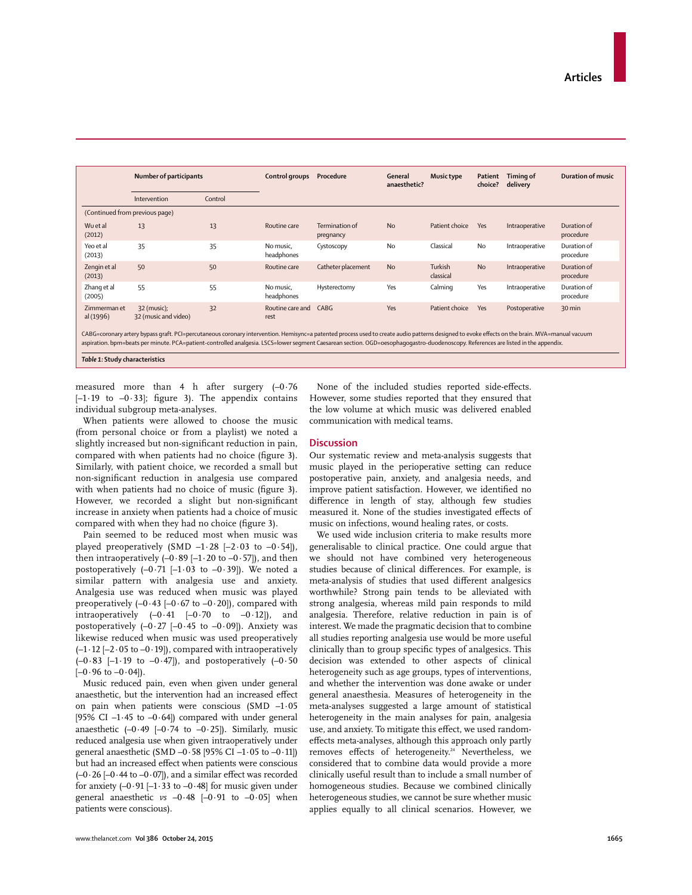| | Number of participants | | Control groups | Procedure | General anaesthetic? | Music type | Patient choice? | Timing of delivery | Duration of music |
|---|---|---|---|---|---|---|---|---|---|
| | Intervention | Control | | | | | | | |
| (Continued from previous page) | | | | | | | | | |
| Wu et al (2012) | 13 | 13 | Routine care | Termination of pregnancy | No | Patient choice | Yes | Intraoperative | Duration of procedure |
| Yeo et al (2013) | 35 | 35 | No music, headphones | Cystoscopy | No | Classical | No | Intraoperative | Duration of procedure |
| Zengin et al (2013) | 50 | 50 | Routine care | Catheter placement | No | Turkish classical | No | Intraoperative | Duration of procedure |
| Zhang et al (2005) | 55 | 55 | No music, headphones | Hysterectomy | Yes | Calming | Yes | Intraoperative | Duration of procedure |
| Zimmerman et al (1996) | 32 (music); 32 (music and video) | 32 | Routine care and rest | CABG | Yes | Patient choice | Yes | Postoperative | 30 min |

CABG=coronary artery bypass graft. PCI=percutaneous coronary intervention. Hemisync=a patented process used to create audio patterns designed to evoke effects on the brain. MVA=manual vacuum aspiration. bpm=beats per minute. PCA=patient-controlled analgesia. LSCS=lower segment Caesarean section. OGD=oesophagogastro-duodenoscopy. References are listed in the appendix.

***Table 1:*** **Study characteristics**

measured more than 4 h after surgery (–0·76 [–1·19 to –0·33]; figure 3). The appendix contains individual subgroup meta-analyses.

When patients were allowed to choose the music (from personal choice or from a playlist) we noted a slightly increased but non-significant reduction in pain, compared with when patients had no choice (figure 3). Similarly, with patient choice, we recorded a small but non-significant reduction in analgesia use compared with when patients had no choice of music (figure 3). However, we recorded a slight but non-significant increase in anxiety when patients had a choice of music compared with when they had no choice (figure 3).

Pain seemed to be reduced most when music was played preoperatively (SMD –1·28 [–2·03 to –0·54]), then intraoperatively (–0·89 [–1·20 to –0·57]), and then postoperatively (–0·71 [–1·03 to –0·39]). We noted a similar pattern with analgesia use and anxiety. Analgesia use was reduced when music was played preoperatively (–0·43 [–0·67 to –0·20]), compared with intraoperatively (–0·41 [–0·70 to –0·12]), and postoperatively (–0·27 [–0·45 to –0·09]). Anxiety was likewise reduced when music was used preoperatively (–1·12 [–2·05 to –0·19]), compared with intraoperatively (–0·83 [–1·19 to –0·47]), and postoperatively (–0·50 [–0·96 to –0·04]).

Music reduced pain, even when given under general anaesthetic, but the intervention had an increased effect on pain when patients were conscious (SMD –1·05 [95% CI –1·45 to –0·64]) compared with under general anaesthetic (–0·49 [–0·74 to –0·25]). Similarly, music reduced analgesia use when given intraoperatively under general anaesthetic (SMD –0·58 [95% CI –1·05 to –0·11]) but had an increased effect when patients were conscious (–0·26 [–0·44 to –0·07]), and a similar effect was recorded for anxiety (–0·91 [–1·33 to –0·48] for music given under general anaesthetic *vs* –0·48 [–0·91 to –0·05] when patients were conscious).

None of the included studies reported side-effects. However, some studies reported that they ensured that the low volume at which music was delivered enabled communication with medical teams.

## Discussion

Our systematic review and meta-analysis suggests that music played in the perioperative setting can reduce postoperative pain, anxiety, and analgesia needs, and improve patient satisfaction. However, we identified no difference in length of stay, although few studies measured it. None of the studies investigated effects of music on infections, wound healing rates, or costs.

We used wide inclusion criteria to make results more generalisable to clinical practice. One could argue that we should not have combined very heterogeneous studies because of clinical differences. For example, is meta-analysis of studies that used different analgesics worthwhile? Strong pain tends to be alleviated with strong analgesia, whereas mild pain responds to mild analgesia. Therefore, relative reduction in pain is of interest. We made the pragmatic decision that to combine all studies reporting analgesia use would be more useful clinically than to group specific types of analgesics. This decision was extended to other aspects of clinical heterogeneity such as age groups, types of interventions, and whether the intervention was done awake or under general anaesthesia. Measures of heterogeneity in the meta-analyses suggested a large amount of statistical heterogeneity in the main analyses for pain, analgesia use, and anxiety. To mitigate this effect, we used random-effects meta-analyses, although this approach only partly removes effects of heterogeneity.[24] Nevertheless, we considered that to combine data would provide a more clinically useful result than to include a small number of homogeneous studies. Because we combined clinically heterogeneous studies, we cannot be sure whether music applies equally to all clinical scenarios. However, we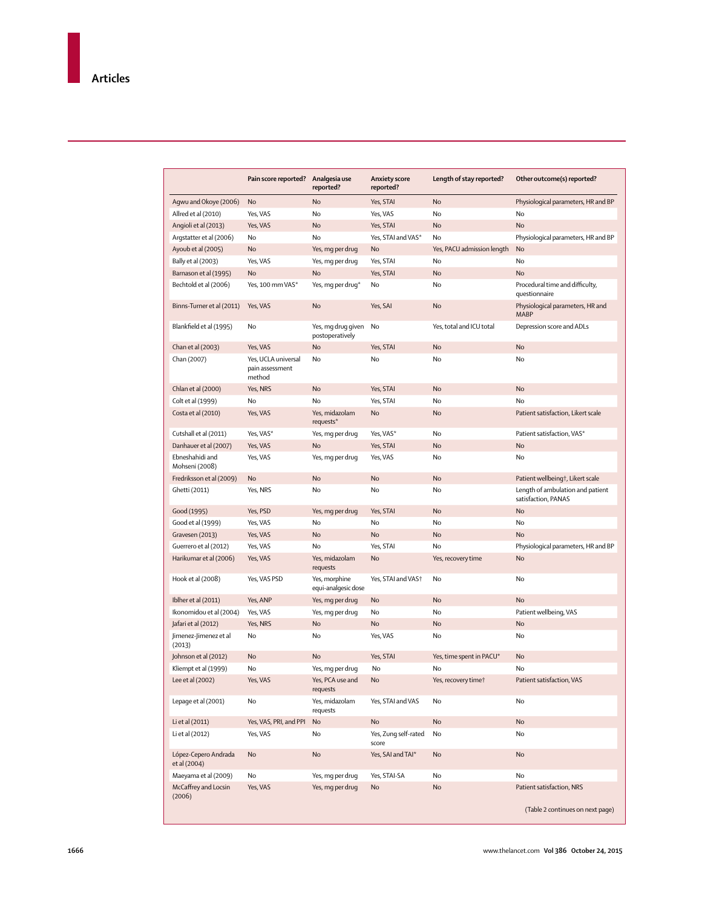| | Pain score reported? | Analgesia use reported? | Anxiety score reported? | Length of stay reported? | Other outcome(s) reported? |
|---|---|---|---|---|---|
| Agwu and Okoye (2006) | No | No | Yes, STAI | No | Physiological parameters, HR and BP |
| Allred et al (2010) | Yes, VAS | No | Yes, VAS | No | No |
| Angioli et al (2013) | Yes, VAS | No | Yes, STAI | No | No |
| Argstatter et al (2006) | No | No | Yes, STAI and VAS* | No | Physiological parameters, HR and BP |
| Ayoub et al (2005) | No | Yes, mg per drug | No | Yes, PACU admission length | No |
| Bally et al (2003) | Yes, VAS | Yes, mg per drug | Yes, STAI | No | No |
| Barnason et al (1995) | No | No | Yes, STAI | No | No |
| Bechtold et al (2006) | Yes, 100 mm VAS* | Yes, mg per drug* | No | No | Procedural time and difficulty, questionnaire |
| Binns-Turner et al (2011) | Yes, VAS | No | Yes, SAI | No | Physiological parameters, HR and MABP |
| Blankfield et al (1995) | No | Yes, mg drug given postoperatively | No | Yes, total and ICU total | Depression score and ADLs |
| Chan et al (2003) | Yes, VAS | No | Yes, STAI | No | No |
| Chan (2007) | Yes, UCLA universal pain assessment method | No | No | No | No |
| Chlan et al (2000) | Yes, NRS | No | Yes, STAI | No | No |
| Colt et al (1999) | No | No | Yes, STAI | No | No |
| Costa et al (2010) | Yes, VAS | Yes, midazolam requests* | No | No | Patient satisfaction, Likert scale |
| Cutshall et al (2011) | Yes, VAS* | Yes, mg per drug | Yes, VAS* | No | Patient satisfaction, VAS* |
| Danhauer et al (2007) | Yes, VAS | No | Yes, STAI | No | No |
| Ebneshahidi and Mohseni (2008) | Yes, VAS | Yes, mg per drug | Yes, VAS | No | No |
| Fredriksson et al (2009) | No | No | No | No | Patient wellbeing†, Likert scale |
| Ghetti (2011) | Yes, NRS | No | No | No | Length of ambulation and patient satisfaction, PANAS |
| Good (1995) | Yes, PSD | Yes, mg per drug | Yes, STAI | No | No |
| Good et al (1999) | Yes, VAS | No | No | No | No |
| Gravesen (2013) | Yes, VAS | No | No | No | No |
| Guerrero et al (2012) | Yes, VAS | No | Yes, STAI | No | Physiological parameters, HR and BP |
| Harikumar et al (2006) | Yes, VAS | Yes, midazolam requests | No | Yes, recovery time | No |
| Hook et al (2008) | Yes, VAS PSD | Yes, morphine equi-analgesic dose | Yes, STAI and VAS† | No | No |
| Iblher et al (2011) | Yes, ANP | Yes, mg per drug | No | No | No |
| Ikonomidou et al (2004) | Yes, VAS | Yes, mg per drug | No | No | Patient wellbeing, VAS |
| Jafari et al (2012) | Yes, NRS | No | No | No | No |
| Jimenez-Jimenez et al (2013) | No | No | Yes, VAS | No | No |
| Johnson et al (2012) | No | No | Yes, STAI | Yes, time spent in PACU* | No |
| Kliempt et al (1999) | No | Yes, mg per drug | No | No | No |
| Lee et al (2002) | Yes, VAS | Yes, PCA use and requests | No | Yes, recovery time† | Patient satisfaction, VAS |
| Lepage et al (2001) | No | Yes, midazolam requests | Yes, STAI and VAS | No | No |
| Li et al (2011) | Yes, VAS, PRI, and PPI | No | No | No | No |
| Li et al (2012) | Yes, VAS | No | Yes, Zung self-rated score | No | No |
| López-Cepero Andrada et al (2004) | No | No | Yes, SAI and TAI* | No | No |
| Maeyama et al (2009) | No | Yes, mg per drug | Yes, STAI-SA | No | No |
| McCaffrey and Locsin (2006) | Yes, VAS | Yes, mg per drug | No | No | Patient satisfaction, NRS |

(Table 2 continues on next page)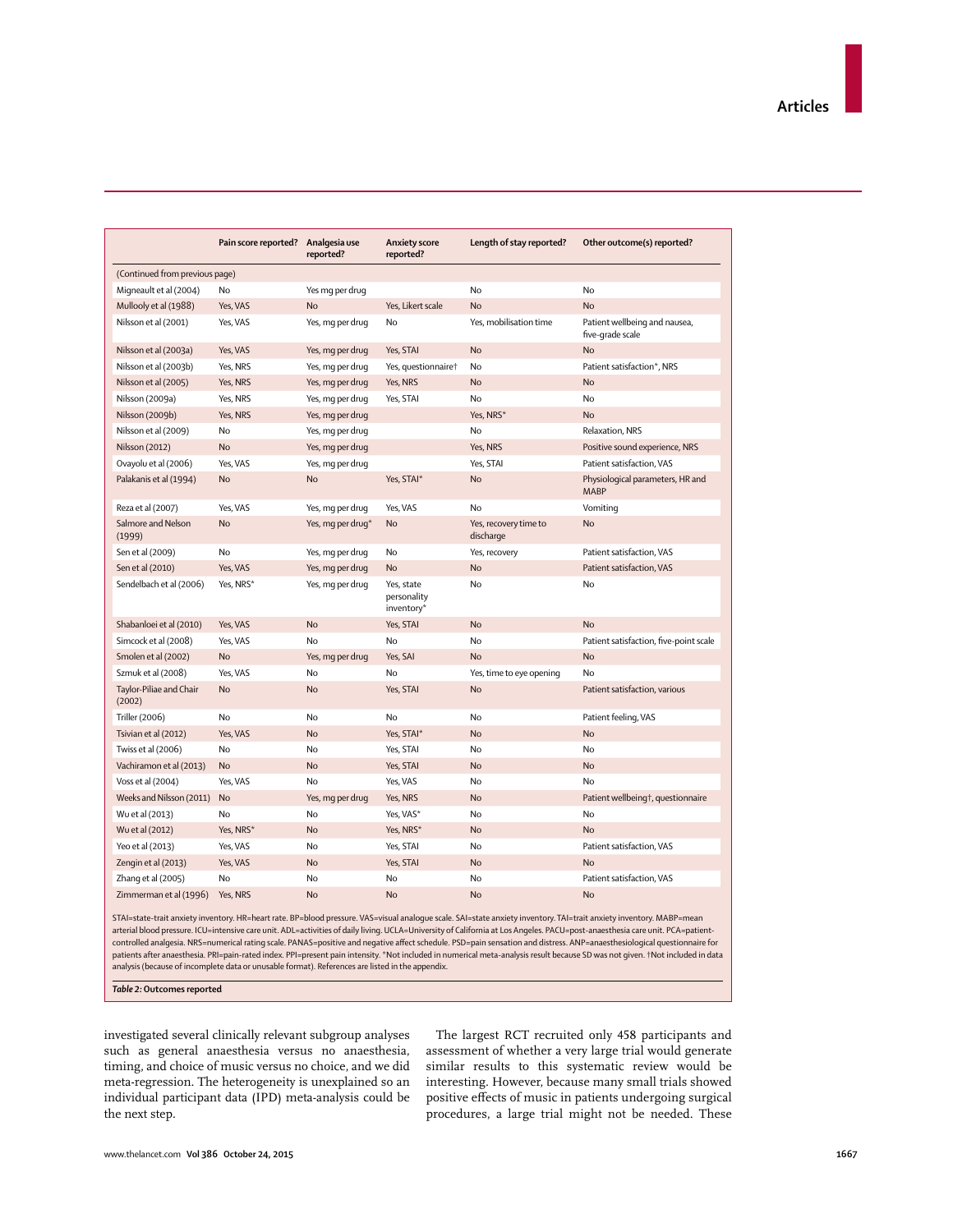| | Pain score reported? | Analgesia use reported? | Anxiety score reported? | Length of stay reported? | Other outcome(s) reported? |
|---|---|---|---|---|---|
| (Continued from previous page) | | | | | |
| Migneault et al (2004) | No | Yes mg per drug | | No | No |
| Mullooly et al (1988) | Yes, VAS | No | Yes, Likert scale | No | No |
| Nilsson et al (2001) | Yes, VAS | Yes, mg per drug | No | Yes, mobilisation time | Patient wellbeing and nausea, five-grade scale |
| Nilsson et al (2003a) | Yes, VAS | Yes, mg per drug | Yes, STAI | No | No |
| Nilsson et al (2003b) | Yes, NRS | Yes, mg per drug | Yes, questionnaire† | No | Patient satisfaction*, NRS |
| Nilsson et al (2005) | Yes, NRS | Yes, mg per drug | Yes, NRS | No | No |
| Nilsson (2009a) | Yes, NRS | Yes, mg per drug | Yes, STAI | No | No |
| Nilsson (2009b) | Yes, NRS | Yes, mg per drug | | Yes, NRS* | No |
| Nilsson et al (2009) | No | Yes, mg per drug | | No | Relaxation, NRS |
| Nilsson (2012) | No | Yes, mg per drug | | Yes, NRS | Positive sound experience, NRS |
| Ovayolu et al (2006) | Yes, VAS | Yes, mg per drug | | Yes, STAI | Patient satisfaction, VAS |
| Palakanis et al (1994) | No | No | Yes, STAI* | No | Physiological parameters, HR and MABP |
| Reza et al (2007) | Yes, VAS | Yes, mg per drug | Yes, VAS | No | Vomiting |
| Salmore and Nelson (1999) | No | Yes, mg per drug* | No | Yes, recovery time to discharge | No |
| Sen et al (2009) | No | Yes, mg per drug | No | Yes, recovery | Patient satisfaction, VAS |
| Sen et al (2010) | Yes, VAS | Yes, mg per drug | No | No | Patient satisfaction, VAS |
| Sendelbach et al (2006) | Yes, NRS* | Yes, mg per drug | Yes, state personality inventory* | No | No |
| Shabanloei et al (2010) | Yes, VAS | No | Yes, STAI | No | No |
| Simcock et al (2008) | Yes, VAS | No | No | No | Patient satisfaction, five-point scale |
| Smolen et al (2002) | No | Yes, mg per drug | Yes, SAI | No | No |
| Szmuk et al (2008) | Yes, VAS | No | No | Yes, time to eye opening | No |
| Taylor-Piliae and Chair (2002) | No | No | Yes, STAI | No | Patient satisfaction, various |
| Triller (2006) | No | No | No | No | Patient feeling, VAS |
| Tsivian et al (2012) | Yes, VAS | No | Yes, STAI* | No | No |
| Twiss et al (2006) | No | No | Yes, STAI | No | No |
| Vachiramon et al (2013) | No | No | Yes, STAI | No | No |
| Voss et al (2004) | Yes, VAS | No | Yes, VAS | No | No |
| Weeks and Nilsson (2011) | No | Yes, mg per drug | Yes, NRS | No | Patient wellbeing†, questionnaire |
| Wu et al (2013) | No | No | Yes, VAS* | No | No |
| Wu et al (2012) | Yes, NRS* | No | Yes, NRS* | No | No |
| Yeo et al (2013) | Yes, VAS | No | Yes, STAI | No | Patient satisfaction, VAS |
| Zengin et al (2013) | Yes, VAS | No | Yes, STAI | No | No |
| Zhang et al (2005) | No | No | No | No | Patient satisfaction, VAS |
| Zimmerman et al (1996) | Yes, NRS | No | No | No | No |

STAI=state-trait anxiety inventory. HR=heart rate. BP=blood pressure. VAS=visual analogue scale. SAI=state anxiety inventory. TAI=trait anxiety inventory. MABP=mean arterial blood pressure. ICU=intensive care unit. ADL=activities of daily living. UCLA=University of California at Los Angeles. PACU=post-anaesthesia care unit. PCA=patient-controlled analgesia. NRS=numerical rating scale. PANAS=positive and negative affect schedule. PSD=pain sensation and distress. ANP=anaesthesiological questionnaire for patients after anaesthesia. PRI=pain-rated index. PPI=present pain intensity. *Not included in numerical meta-analysis result because SD was not given. †Not included in data analysis (because of incomplete data or unusable format). References are listed in the appendix.

*Table 2:* **Outcomes reported**

investigated several clinically relevant subgroup analyses such as general anaesthesia versus no anaesthesia, timing, and choice of music versus no choice, and we did meta-regression. The heterogeneity is unexplained so an individual participant data (IPD) meta-analysis could be the next step.

The largest RCT recruited only 458 participants and assessment of whether a very large trial would generate similar results to this systematic review would be interesting. However, because many small trials showed positive effects of music in patients undergoing surgical procedures, a large trial might not be needed. These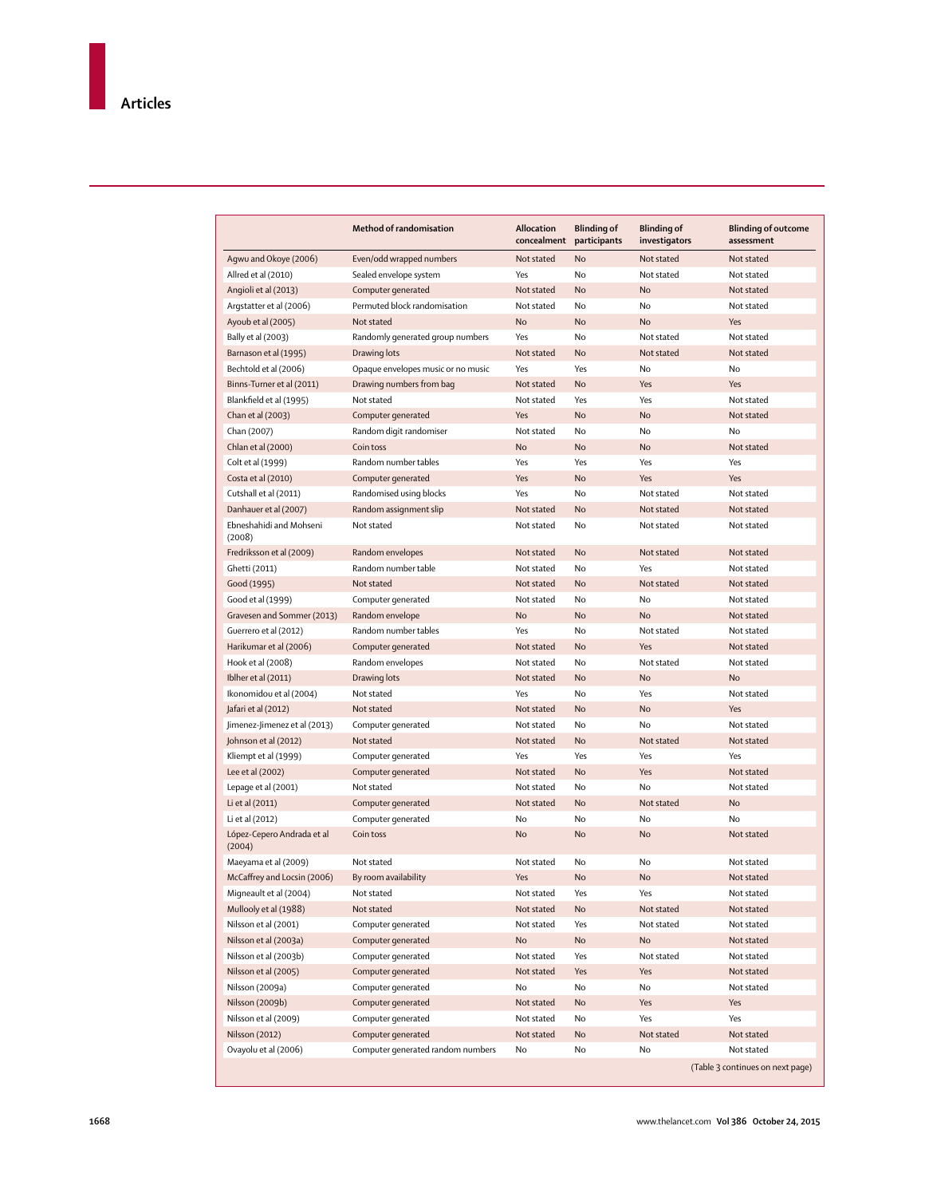| | Method of randomisation | Allocation concealment | Blinding of participants | Blinding of investigators | Blinding of outcome assessment |
|---|---|---|---|---|---|
| Agwu and Okoye (2006) | Even/odd wrapped numbers | Not stated | No | Not stated | Not stated |
| Allred et al (2010) | Sealed envelope system | Yes | No | Not stated | Not stated |
| Angioli et al (2013) | Computer generated | Not stated | No | No | Not stated |
| Argstatter et al (2006) | Permuted block randomisation | Not stated | No | No | Not stated |
| Ayoub et al (2005) | Not stated | No | No | No | Yes |
| Bally et al (2003) | Randomly generated group numbers | Yes | No | Not stated | Not stated |
| Barnason et al (1995) | Drawing lots | Not stated | No | Not stated | Not stated |
| Bechtold et al (2006) | Opaque envelopes music or no music | Yes | Yes | No | No |
| Binns-Turner et al (2011) | Drawing numbers from bag | Not stated | No | Yes | Yes |
| Blankfield et al (1995) | Not stated | Not stated | Yes | Yes | Not stated |
| Chan et al (2003) | Computer generated | Yes | No | No | Not stated |
| Chan (2007) | Random digit randomiser | Not stated | No | No | No |
| Chlan et al (2000) | Coin toss | No | No | No | Not stated |
| Colt et al (1999) | Random number tables | Yes | Yes | Yes | Yes |
| Costa et al (2010) | Computer generated | Yes | No | Yes | Yes |
| Cutshall et al (2011) | Randomised using blocks | Yes | No | Not stated | Not stated |
| Danhauer et al (2007) | Random assignment slip | Not stated | No | Not stated | Not stated |
| Ebneshahidi and Mohseni (2008) | Not stated | Not stated | No | Not stated | Not stated |
| Fredriksson et al (2009) | Random envelopes | Not stated | No | Not stated | Not stated |
| Ghetti (2011) | Random number table | Not stated | No | Yes | Not stated |
| Good (1995) | Not stated | Not stated | No | Not stated | Not stated |
| Good et al (1999) | Computer generated | Not stated | No | No | Not stated |
| Gravesen and Sommer (2013) | Random envelope | No | No | No | Not stated |
| Guerrero et al (2012) | Random number tables | Yes | No | Not stated | Not stated |
| Harikumar et al (2006) | Computer generated | Not stated | No | Yes | Not stated |
| Hook et al (2008) | Random envelopes | Not stated | No | Not stated | Not stated |
| Iblher et al (2011) | Drawing lots | Not stated | No | No | No |
| Ikonomidou et al (2004) | Not stated | Yes | No | Yes | Not stated |
| Jafari et al (2012) | Not stated | Not stated | No | No | Yes |
| Jimenez-Jimenez et al (2013) | Computer generated | Not stated | No | No | Not stated |
| Johnson et al (2012) | Not stated | Not stated | No | Not stated | Not stated |
| Kliempt et al (1999) | Computer generated | Yes | Yes | Yes | Yes |
| Lee et al (2002) | Computer generated | Not stated | No | Yes | Not stated |
| Lepage et al (2001) | Not stated | Not stated | No | No | Not stated |
| Li et al (2011) | Computer generated | Not stated | No | Not stated | No |
| Li et al (2012) | Computer generated | No | No | No | No |
| López-Cepero Andrada et al (2004) | Coin toss | No | No | No | Not stated |
| Maeyama et al (2009) | Not stated | Not stated | No | No | Not stated |
| McCaffrey and Locsin (2006) | By room availability | Yes | No | No | Not stated |
| Migneault et al (2004) | Not stated | Not stated | Yes | Yes | Not stated |
| Mullooly et al (1988) | Not stated | Not stated | No | Not stated | Not stated |
| Nilsson et al (2001) | Computer generated | Not stated | Yes | Not stated | Not stated |
| Nilsson et al (2003a) | Computer generated | No | No | No | Not stated |
| Nilsson et al (2003b) | Computer generated | Not stated | Yes | Not stated | Not stated |
| Nilsson et al (2005) | Computer generated | Not stated | Yes | Yes | Not stated |
| Nilsson (2009a) | Computer generated | No | No | No | Not stated |
| Nilsson (2009b) | Computer generated | Not stated | No | Yes | Yes |
| Nilsson et al (2009) | Computer generated | Not stated | No | Yes | Yes |
| Nilsson (2012) | Computer generated | Not stated | No | Not stated | Not stated |
| Ovayolu et al (2006) | Computer generated random numbers | No | No | No | Not stated |

(Table 3 continues on next page)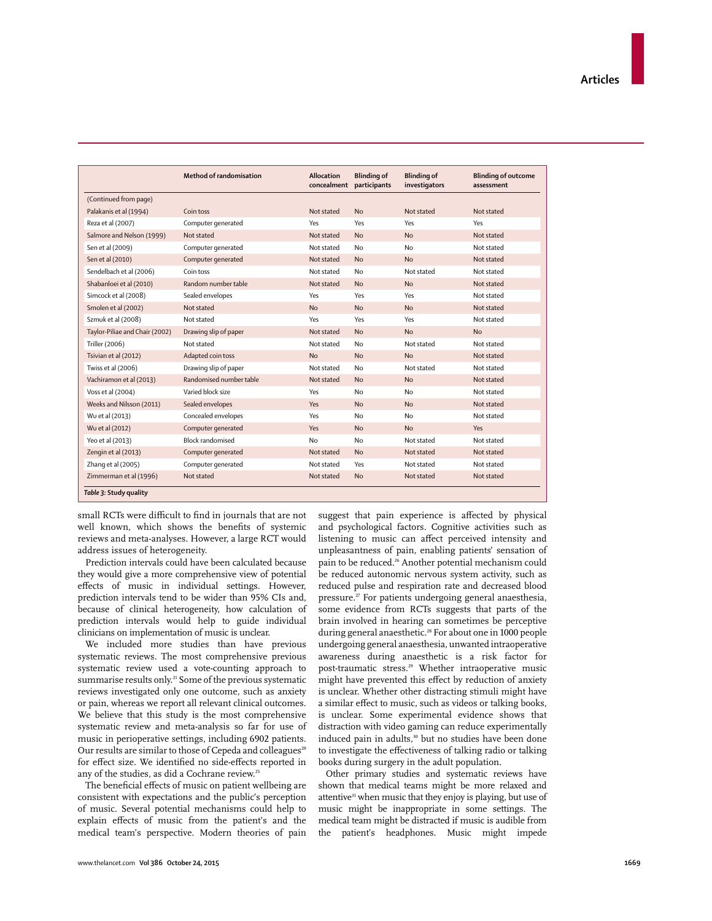| | Method of randomisation | Allocation concealment | Blinding of participants | Blinding of investigators | Blinding of outcome assessment |
|---|---|---|---|---|---|
| (Continued from page) | | | | | |
| Palakanis et al (1994) | Coin toss | Not stated | No | Not stated | Not stated |
| Reza et al (2007) | Computer generated | Yes | Yes | Yes | Yes |
| Salmore and Nelson (1999) | Not stated | Not stated | No | No | Not stated |
| Sen et al (2009) | Computer generated | Not stated | No | No | Not stated |
| Sen et al (2010) | Computer generated | Not stated | No | No | Not stated |
| Sendelbach et al (2006) | Coin toss | Not stated | No | Not stated | Not stated |
| Shabanloei et al (2010) | Random number table | Not stated | No | No | Not stated |
| Simcock et al (2008) | Sealed envelopes | Yes | Yes | Yes | Not stated |
| Smolen et al (2002) | Not stated | No | No | No | Not stated |
| Szmuk et al (2008) | Not stated | Yes | Yes | Yes | Not stated |
| Taylor-Piliae and Chair (2002) | Drawing slip of paper | Not stated | No | No | No |
| Triller (2006) | Not stated | Not stated | No | Not stated | Not stated |
| Tsivian et al (2012) | Adapted coin toss | No | No | No | Not stated |
| Twiss et al (2006) | Drawing slip of paper | Not stated | No | Not stated | Not stated |
| Vachiramon et al (2013) | Randomised number table | Not stated | No | No | Not stated |
| Voss et al (2004) | Varied block size | Yes | No | No | Not stated |
| Weeks and Nilsson (2011) | Sealed envelopes | Yes | No | No | Not stated |
| Wu et al (2013) | Concealed envelopes | Yes | No | No | Not stated |
| Wu et al (2012) | Computer generated | Yes | No | No | Yes |
| Yeo et al (2013) | Block randomised | No | No | Not stated | Not stated |
| Zengin et al (2013) | Computer generated | Not stated | No | Not stated | Not stated |
| Zhang et al (2005) | Computer generated | Not stated | Yes | Not stated | Not stated |
| Zimmerman et al (1996) | Not stated | Not stated | No | Not stated | Not stated |

*Table 3:* **Study quality**

small RCTs were difficult to find in journals that are not well known, which shows the benefits of systemic reviews and meta-analyses. However, a large RCT would address issues of heterogeneity.

Prediction intervals could have been calculated because they would give a more comprehensive view of potential effects of music in individual settings. However, prediction intervals tend to be wider than 95% CIs and, because of clinical heterogeneity, how calculation of prediction intervals would help to guide individual clinicians on implementation of music is unclear.

We included more studies than have previous systematic reviews. The most comprehensive previous systematic review used a vote-counting approach to summarise results only.[21] Some of the previous systematic reviews investigated only one outcome, such as anxiety or pain, whereas we report all relevant clinical outcomes. We believe that this study is the most comprehensive systematic review and meta-analysis so far for use of music in perioperative settings, including 6902 patients. Our results are similar to those of Cepeda and colleagues[20] for effect size. We identified no side-effects reported in any of the studies, as did a Cochrane review.[25]

The beneficial effects of music on patient wellbeing are consistent with expectations and the public's perception of music. Several potential mechanisms could help to explain effects of music from the patient's and the medical team's perspective. Modern theories of pain suggest that pain experience is affected by physical and psychological factors. Cognitive activities such as listening to music can affect perceived intensity and unpleasantness of pain, enabling patients' sensation of pain to be reduced.[26] Another potential mechanism could be reduced autonomic nervous system activity, such as reduced pulse and respiration rate and decreased blood pressure.[27] For patients undergoing general anaesthesia, some evidence from RCTs suggests that parts of the brain involved in hearing can sometimes be perceptive during general anaesthetic.[28] For about one in 1000 people undergoing general anaesthesia, unwanted intraoperative awareness during anaesthetic is a risk factor for post-traumatic stress.[29] Whether intraoperative music might have prevented this effect by reduction of anxiety is unclear. Whether other distracting stimuli might have a similar effect to music, such as videos or talking books, is unclear. Some experimental evidence shows that distraction with video gaming can reduce experimentally induced pain in adults,[30] but no studies have been done to investigate the effectiveness of talking radio or talking books during surgery in the adult population.

Other primary studies and systematic reviews have shown that medical teams might be more relaxed and attentive[31] when music that they enjoy is playing, but use of music might be inappropriate in some settings. The medical team might be distracted if music is audible from the patient's headphones. Music might impede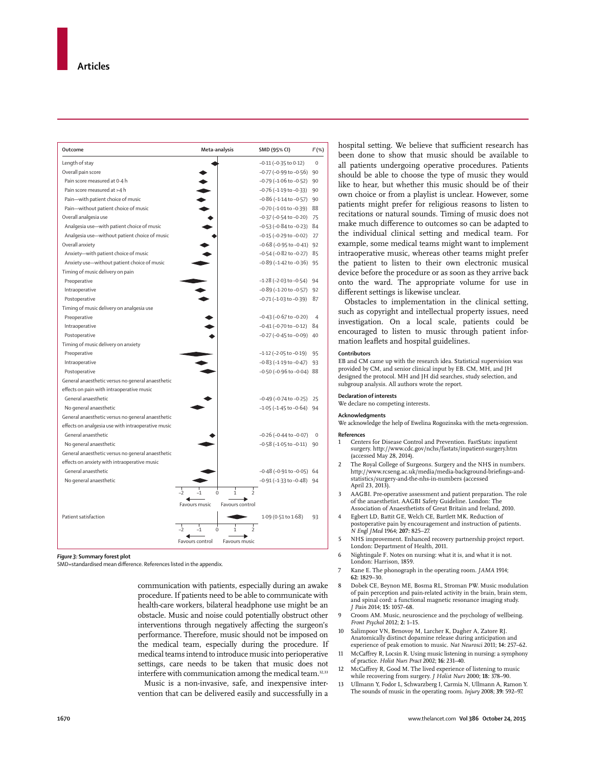Outcome | Meta-analysis | SMD (95% CI) | $I^2$ (%)

Length of stay −0·11 (−0·35 to 0·12) 0

Overall pain score −0·77 (−0·99 to −0·56) 90

Pain score measured at 0–4 h −0·79 (−1·06 to −0·52) 90

Pain score measured at >4 h −0·76 (−1·19 to −0·33) 90

Pain—with patient choice of music −0·86 (−1·14 to −0·57) 90

Pain—without patient choice of music −0·70 (−1·01 to −0·39) 88

Overall analgesia use −0·37 (−0·54 to −0·20) 75

Analgesia use—with patient choice of music −0·53 (−0·84 to −0·23) 84

Analgesia use—without patient choice of music −0·15 (−0·29 to −0·02) 27

Overall anxiety −0·68 (−0·95 to −0·41) 92

Anxiety—with patient choice of music −0·54 (−0·82 to −0·27) 85

Anxiety use—without patient choice of music −0·89 (−1·42 to −0·36) 95

Timing of music delivery on pain

Preoperative −1·28 (−2·03 to −0·54) 94

Intraoperative −0·89 (−1·20 to −0·57) 92

Postoperative −0·71 (−1·03 to −0·39) 87

Timing of music delivery on analgesia use

Preoperative −0·43 (−0·67 to −0·20) 4

Intraoperative −0·41 (−0·70 to −0·12) 84

Postoperative −0·27 (−0·45 to −0·09) 40

Timing of music delivery on anxiety

Preoperative −1·12 (−2·05 to −0·19) 95

Intraoperative −0·83 (−1·19 to −0·47) 93

Postoperative −0·50 (−0·96 to −0·04) 88

General anaesthetic versus no general anaesthetic effects on pain with intraoperative music

General anaesthetic −0·49 (−0·74 to −0·25) 25

No general anaesthetic −1·05 (−1·45 to −0·64) 94

General anaesthetic versus no general anaesthetic effects on analgesia use with intraoperative music

General anaesthetic −0·26 (−0·44 to −0·07) 0

No general anaesthetic −0·58 (−1·05 to −0·11) 90

General anaesthetic versus no general anaesthetic effects on anxiety with intraoperative music

General anaesthetic −0·48 (−0·91 to −0·05) 64

No general anaesthetic −0·91 (−1·33 to −0·48) 94

−2 −1 0 1 2

Favours music Favours control

Patient satisfaction 1·09 (0·51 to 1·68) 93

−2 −1 0 1 2

Favours control Favours music

**Figure 3: Summary forest plot**

SMD=standardised mean difference. References listed in the appendix.

communication with patients, especially during an awake procedure. If patients need to be able to communicate with health-care workers, bilateral headphone use might be an obstacle. Music and noise could potentially obstruct other interventions through negatively affecting the surgeon's performance. Therefore, music should not be imposed on the medical team, especially during the procedure. If medical teams intend to introduce music into perioperative settings, care needs to be taken that music does not interfere with communication among the medical team.[32,33]

Music is a non-invasive, safe, and inexpensive intervention that can be delivered easily and successfully in a hospital setting. We believe that sufficient research has been done to show that music should be available to all patients undergoing operative procedures. Patients should be able to choose the type of music they would like to hear, but whether this music should be of their own choice or from a playlist is unclear. However, some patients might prefer for religious reasons to listen to recitations or natural sounds. Timing of music does not make much difference to outcomes so can be adapted to the individual clinical setting and medical team. For example, some medical teams might want to implement intraoperative music, whereas other teams might prefer the patient to listen to their own electronic musical device before the procedure or as soon as they arrive back onto the ward. The appropriate volume for use in different settings is likewise unclear.

Obstacles to implementation in the clinical setting, such as copyright and intellectual property issues, need investigation. On a local scale, patients could be encouraged to listen to music through patient information leaflets and hospital guidelines.

### Contributors

EB and CM came up with the research idea. Statistical supervision was provided by CM, and senior clinical input by EB. CM, MH, and JH designed the protocol. MH and JH did searches, study selection, and subgroup analysis. All authors wrote the report.

### Declaration of interests

We declare no competing interests.

### Acknowledgments

We acknowledge the help of Ewelina Rogozinska with the meta-regression.

### References

1. Centers for Disease Control and Prevention. FastStats: inpatient surgery. http://www.cdc.gov/nchs/fastats/inpatient-surgery.htm (accessed May 28, 2014).
2. The Royal College of Surgeons. Surgery and the NHS in numbers. http://www.rcseng.ac.uk/media/media-background-briefings-and-statistics/surgery-and-the-nhs-in-numbers (accessed April 23, 2013).
3. AAGBI. Pre-operative assessment and patient preparation. The role of the anaesthetist. AAGBI Safety Guideline. London: The Association of Anaesthetists of Great Britain and Ireland, 2010.
4. Egbert LD, Battit GE, Welch CE, Bartlett MK. Reduction of postoperative pain by encouragement and instruction of patients. *N Engl J Med* 1964; **207:** 825–27.
5. NHS improvement. Enhanced recovery partnership project report. London: Department of Health, 2011.
6. Nightingale F. Notes on nursing: what it is, and what it is not. London: Harrison, 1859.
7. Kane E. The phonograph in the operating room. *JAMA* 1914; **62:** 1829–30.
8. Dobek CE, Beynon ME, Bosma RL, Stroman PW. Music modulation of pain perception and pain-related activity in the brain, brain stem, and spinal cord: a functional magnetic resonance imaging study. *J Pain* 2014; **15:** 1057–68.
9. Croom AM. Music, neuroscience and the psychology of wellbeing. *Front Psychol* 2012; **2:** 1–15.
10. Salimpoor VN, Benovoy M, Larcher K, Dagher A, Zatore RJ. Anatomically distinct dopamine release during anticipation and experience of peak emotion to music. *Nat Neurosci* 2011; **14:** 257–62.
11. McCaffrey R, Locsin R. Using music listening in nursing: a symphony of practice. *Holist Nurs Pract* 2002; **16:** 231–40.
12. McCaffrey R, Good M. The lived experience of listening to music while recovering from surgery. *J Holist Nurs* 2000; **18:** 378–90.
13. Ullmann Y, Fodor L, Schwarzberg I, Carmia N, Ullmann A, Ramon Y. The sounds of music in the operating room. *Injury* 2008; **39:** 592–97.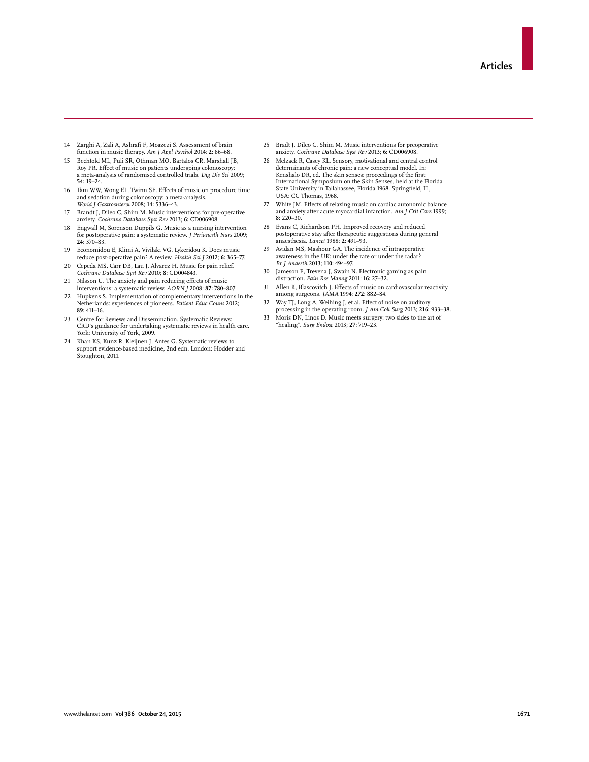14 Zarghi A, Zali A, Ashrafi F, Moazezi S. Assessment of brain function in music therapy. *Am J Appl Psychol* 2014; **2:** 66–68.

15 Bechtold ML, Puli SR, Othman MO, Bartalos CR, Marshall JB, Roy PR. Effect of music on patients undergoing colonoscopy: a meta-analysis of randomised controlled trials. *Dig Dis Sci* 2009; **54:** 19–24.

16 Tam WW, Wong EL, Twinn SF. Effects of music on procedure time and sedation during colonoscopy: a meta-analysis. *World J Gastroenterol* 2008; **14:** 5336–43.

17 Brandt J, Dileo C, Shim M. Music interventions for pre-operative anxiety. *Cochrane Database Syst Rev* 2013; **6:** CD006908.

18 Engwall M, Sorenson Duppils G. Music as a nursing intervention for postoperative pain: a systematic review. *J Perianesth Nurs* 2009; **24:** 370–83.

19 Economidou E, Klimi A, Vivilaki VG, Lykeridou K. Does music reduce post-operative pain? A review. *Health Sci J* 2012; **6:** 365–77.

20 Cepeda MS, Carr DB, Lau J, Alvarez H. Music for pain relief. *Cochrane Database Syst Rev* 2010; **8:** CD004843.

21 Nilsson U. The anxiety and pain reducing effects of music interventions: a systematic review. *AORN J* 2008; **87:** 780–807.

22 Hupkens S. Implementation of complementary interventions in the Netherlands: experiences of pioneers. *Patient Educ Couns* 2012; **89:** 411–16.

23 Centre for Reviews and Dissemination. Systematic Reviews: CRD's guidance for undertaking systematic reviews in health care. York: University of York, 2009.

24 Khan KS, Kunz R, Kleijnen J, Antes G. Systematic reviews to support evidence-based medicine, 2nd edn. London: Hodder and Stoughton, 2011.

25 Bradt J, Dileo C, Shim M. Music interventions for preoperative anxiety. *Cochrane Database Syst Rev* 2013; **6:** CD006908.

26 Melzack R, Casey KL. Sensory, motivational and central control determinants of chronic pain: a new conceptual model. In: Kenshalo DR, ed. The skin senses: proceedings of the first International Symposium on the Skin Senses, held at the Florida State University in Tallahassee, Florida 1968. Springfield, IL, USA: CC Thomas, 1968.

27 White JM. Effects of relaxing music on cardiac autonomic balance and anxiety after acute myocardial infarction. *Am J Crit Care* 1999; **8:** 220–30.

28 Evans C, Richardson PH. Improved recovery and reduced postoperative stay after therapeutic suggestions during general anaesthesia. *Lancet* 1988; **2:** 491–93.

29 Avidan MS, Mashour GA. The incidence of intraoperative awareness in the UK: under the rate or under the radar? *Br J Anaesth* 2013; **110:** 494–97.

30 Jameson E, Trevena J, Swain N. Electronic gaming as pain distraction. *Pain Res Manag* 2011; **16:** 27–32.

31 Allen K, Blascovitch J. Effects of music on cardiovascular reactivity among surgeons. *JAMA* 1994; **272:** 882–84.

32 Way TJ, Long A, Weihing J, et al. Effect of noise on auditory processing in the operating room. *J Am Coll Surg* 2013; **216:** 933–38.

33 Moris DN, Linos D. Music meets surgery: two sides to the art of "healing". *Surg Endosc* 2013; **27:** 719–23.